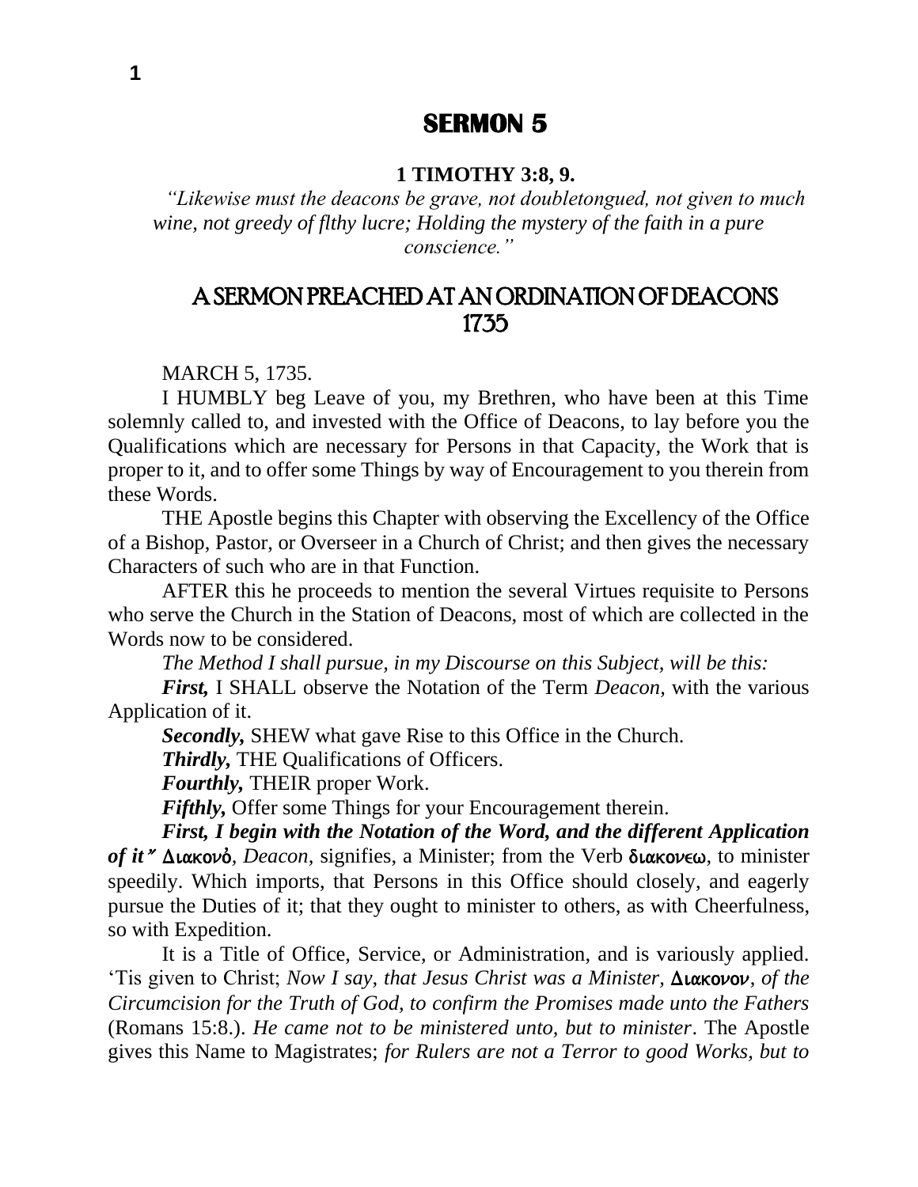# SERMON 5

**1 TIMOTHY 3:8, 9.**

*"Likewise must the deacons be grave, not doubletongued, not given to much wine, not greedy of flthy lucre; Holding the mystery of the faith in a pure conscience."*

## A SERMON PREACHED AT AN ORDINATION OF DEACONS 1735

MARCH 5, 1735.

I HUMBLY beg Leave of you, my Brethren, who have been at this Time solemnly called to, and invested with the Office of Deacons, to lay before you the Qualifications which are necessary for Persons in that Capacity, the Work that is proper to it, and to offer some Things by way of Encouragement to you therein from these Words.

THE Apostle begins this Chapter with observing the Excellency of the Office of a Bishop, Pastor, or Overseer in a Church of Christ; and then gives the necessary Characters of such who are in that Function.

AFTER this he proceeds to mention the several Virtues requisite to Persons who serve the Church in the Station of Deacons, most of which are collected in the Words now to be considered.

*The Method I shall pursue, in my Discourse on this Subject, will be this:*

***First,*** I SHALL observe the Notation of the Term *Deacon,* with the various Application of it.

***Secondly,*** SHEW what gave Rise to this Office in the Church.

***Thirdly,*** THE Qualifications of Officers.

***Fourthly,*** THEIR proper Work.

***Fifthly,*** Offer some Things for your Encouragement therein.

***First, I begin with the Notation of the Word, and the different Application of it"*** Διακονὸ, *Deacon,* signifies, a Minister; from the Verb διακονεω, to minister speedily. Which imports, that Persons in this Office should closely, and eagerly pursue the Duties of it; that they ought to minister to others, as with Cheerfulness, so with Expedition.

It is a Title of Office, Service, or Administration, and is variously applied. 'Tis given to Christ; *Now I say, that Jesus Christ was a Minister,* Διακονον, *of the Circumcision for the Truth of God, to confirm the Promises made unto the Fathers* (Romans 15:8.). *He came not to be ministered unto, but to minister*. The Apostle gives this Name to Magistrates; *for Rulers are not a Terror to good Works, but to*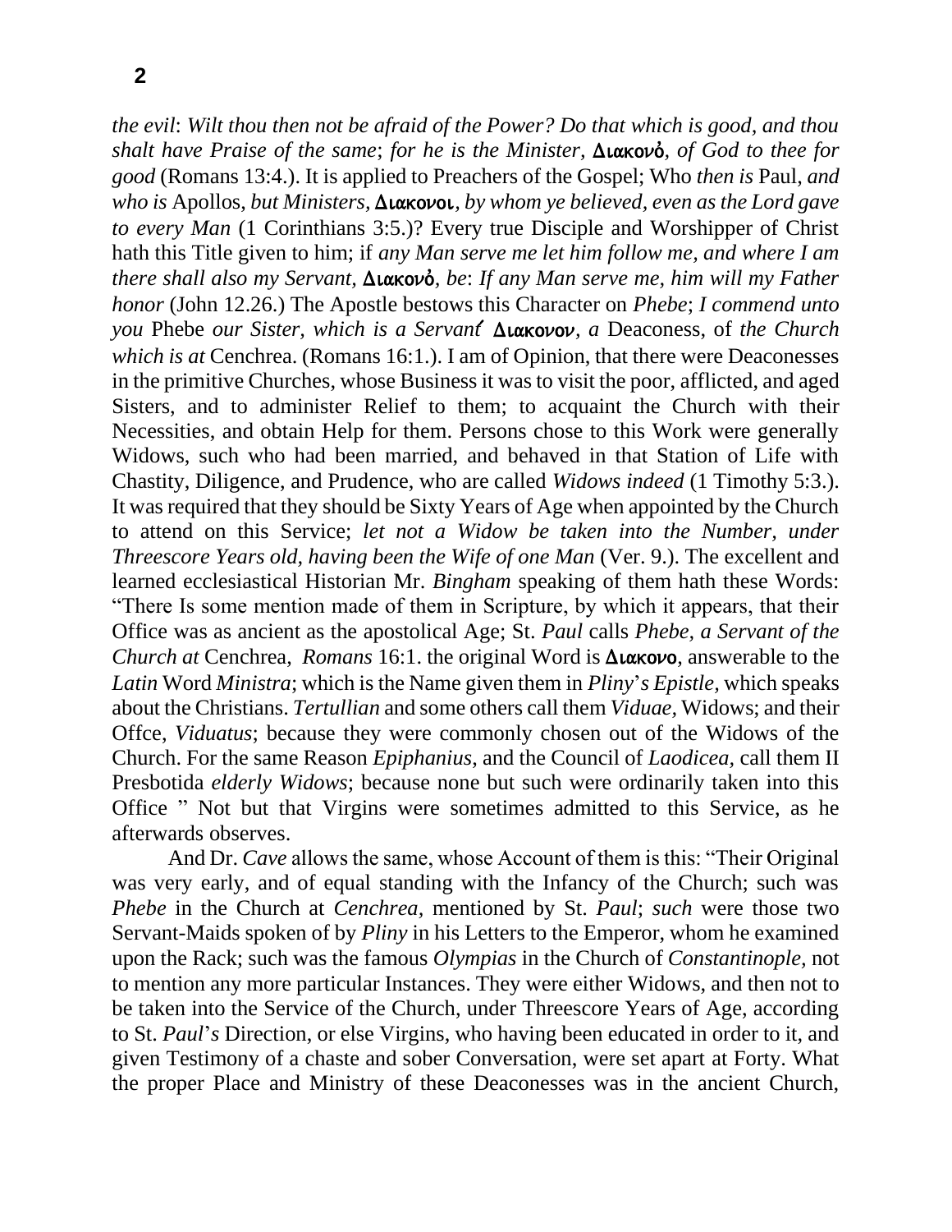*the evil*: *Wilt thou then not be afraid of the Power? Do that which is good, and thou shalt have Praise of the same*; *for he is the Minister,* Διακονὸ*, of God to thee for good* (Romans 13:4.). It is applied to Preachers of the Gospel; Who *then is* Paul*, and who is* Apollos*, but Ministers,* Διακονοι*, by whom ye believed, even as the Lord gave to every Man* (1 Corinthians 3:5.)? Every true Disciple and Worshipper of Christ hath this Title given to him; if *any Man serve me let him follow me, and where I am there shall also my Servant,* Διακονὸ*, be*: *If any Man serve me, him will my Father honor* (John 12.26.) The Apostle bestows this Character on *Phebe*; *I commend unto you* Phebe *our Sister, which is a Servant* Διακονον*, a* Deaconess, of *the Church which is at* Cenchrea. (Romans 16:1.). I am of Opinion, that there were Deaconesses in the primitive Churches, whose Business it was to visit the poor, afflicted, and aged Sisters, and to administer Relief to them; to acquaint the Church with their Necessities, and obtain Help for them. Persons chose to this Work were generally Widows, such who had been married, and behaved in that Station of Life with Chastity, Diligence, and Prudence, who are called *Widows indeed* (1 Timothy 5:3.). It was required that they should be Sixty Years of Age when appointed by the Church to attend on this Service; *let not a Widow be taken into the Number, under Threescore Years old, having been the Wife of one Man* (Ver. 9.). The excellent and learned ecclesiastical Historian Mr. *Bingham* speaking of them hath these Words: "There Is some mention made of them in Scripture, by which it appears, that their Office was as ancient as the apostolical Age; St. *Paul* calls *Phebe, a Servant of the Church at* Cenchrea, *Romans* 16:1. the original Word is Διακονο, answerable to the *Latin* Word *Ministra*; which is the Name given them in *Pliny*'*s Epistle,* which speaks about the Christians. *Tertullian* and some others call them *Viduae,* Widows; and their Offce, *Viduatus*; because they were commonly chosen out of the Widows of the Church. For the same Reason *Epiphanius*, and the Council of *Laodicea,* call them II Presbotida *elderly Widows*; because none but such were ordinarily taken into this Office " Not but that Virgins were sometimes admitted to this Service, as he afterwards observes.

And Dr. *Cave* allows the same, whose Account of them is this: "Their Original was very early, and of equal standing with the Infancy of the Church; such was *Phebe* in the Church at *Cenchrea,* mentioned by St. *Paul*; *such* were those two Servant-Maids spoken of by *Pliny* in his Letters to the Emperor, whom he examined upon the Rack; such was the famous *Olympias* in the Church of *Constantinople,* not to mention any more particular Instances. They were either Widows, and then not to be taken into the Service of the Church, under Threescore Years of Age, according to St. *Paul*'*s* Direction, or else Virgins, who having been educated in order to it, and given Testimony of a chaste and sober Conversation, were set apart at Forty. What the proper Place and Ministry of these Deaconesses was in the ancient Church,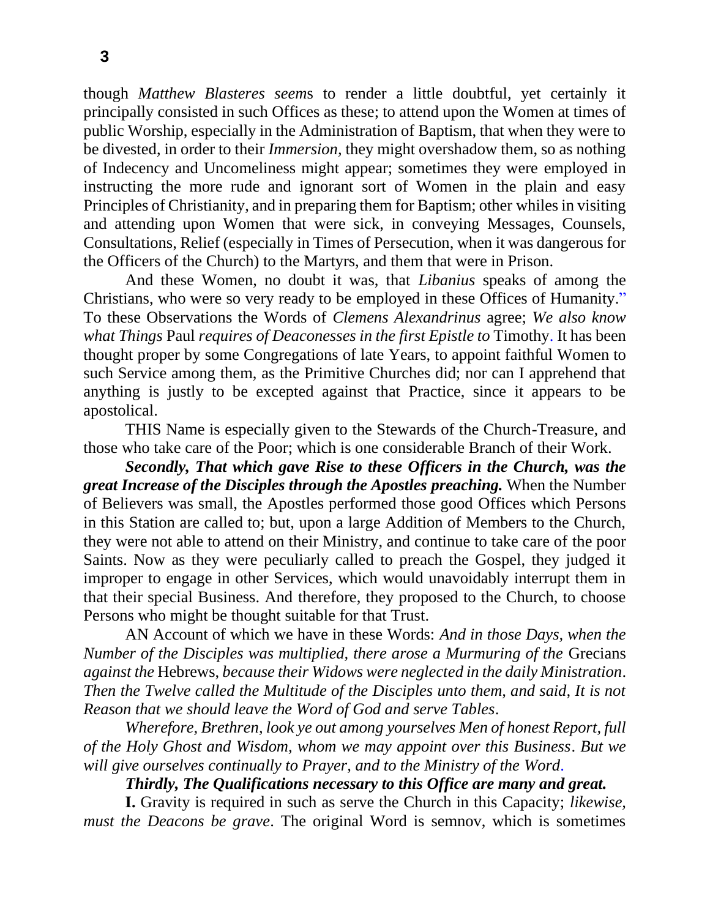though *Matthew Blasteres seem*s to render a little doubtful, yet certainly it principally consisted in such Offices as these; to attend upon the Women at times of public Worship, especially in the Administration of Baptism, that when they were to be divested, in order to their *Immersion,* they might overshadow them, so as nothing of Indecency and Uncomeliness might appear; sometimes they were employed in instructing the more rude and ignorant sort of Women in the plain and easy Principles of Christianity, and in preparing them for Baptism; other whiles in visiting and attending upon Women that were sick, in conveying Messages, Counsels, Consultations, Relief (especially in Times of Persecution, when it was dangerous for the Officers of the Church) to the Martyrs, and them that were in Prison.

And these Women, no doubt it was, that *Libanius* speaks of among the Christians, who were so very ready to be employed in these Offices of Humanity." To these Observations the Words of *Clemens Alexandrinus* agree; *We also know what Things* Paul *requires of Deaconesses in the first Epistle to* Timothy. It has been thought proper by some Congregations of late Years, to appoint faithful Women to such Service among them, as the Primitive Churches did; nor can I apprehend that anything is justly to be excepted against that Practice, since it appears to be apostolical.

THIS Name is especially given to the Stewards of the Church-Treasure, and those who take care of the Poor; which is one considerable Branch of their Work.

***Secondly, That which gave Rise to these Officers in the Church, was the great Increase of the Disciples through the Apostles preaching.*** When the Number of Believers was small, the Apostles performed those good Offices which Persons in this Station are called to; but, upon a large Addition of Members to the Church, they were not able to attend on their Ministry, and continue to take care of the poor Saints. Now as they were peculiarly called to preach the Gospel, they judged it improper to engage in other Services, which would unavoidably interrupt them in that their special Business. And therefore, they proposed to the Church, to choose Persons who might be thought suitable for that Trust.

AN Account of which we have in these Words: *And in those Days, when the Number of the Disciples was multiplied, there arose a Murmuring of the* Grecians *against the* Hebrews, *because their Widows were neglected in the daily Ministration*. *Then the Twelve called the Multitude of the Disciples unto them, and said, It is not Reason that we should leave the Word of God and serve Tables*.

*Wherefore, Brethren, look ye out among yourselves Men of honest Report, full of the Holy Ghost and Wisdom, whom we may appoint over this Business*. *But we will give ourselves continually to Prayer, and to the Ministry of the Word*.

***Thirdly, The Qualifications necessary to this Office are many and great.***

**I.** Gravity is required in such as serve the Church in this Capacity; *likewise, must the Deacons be grave*. The original Word is semnov, which is sometimes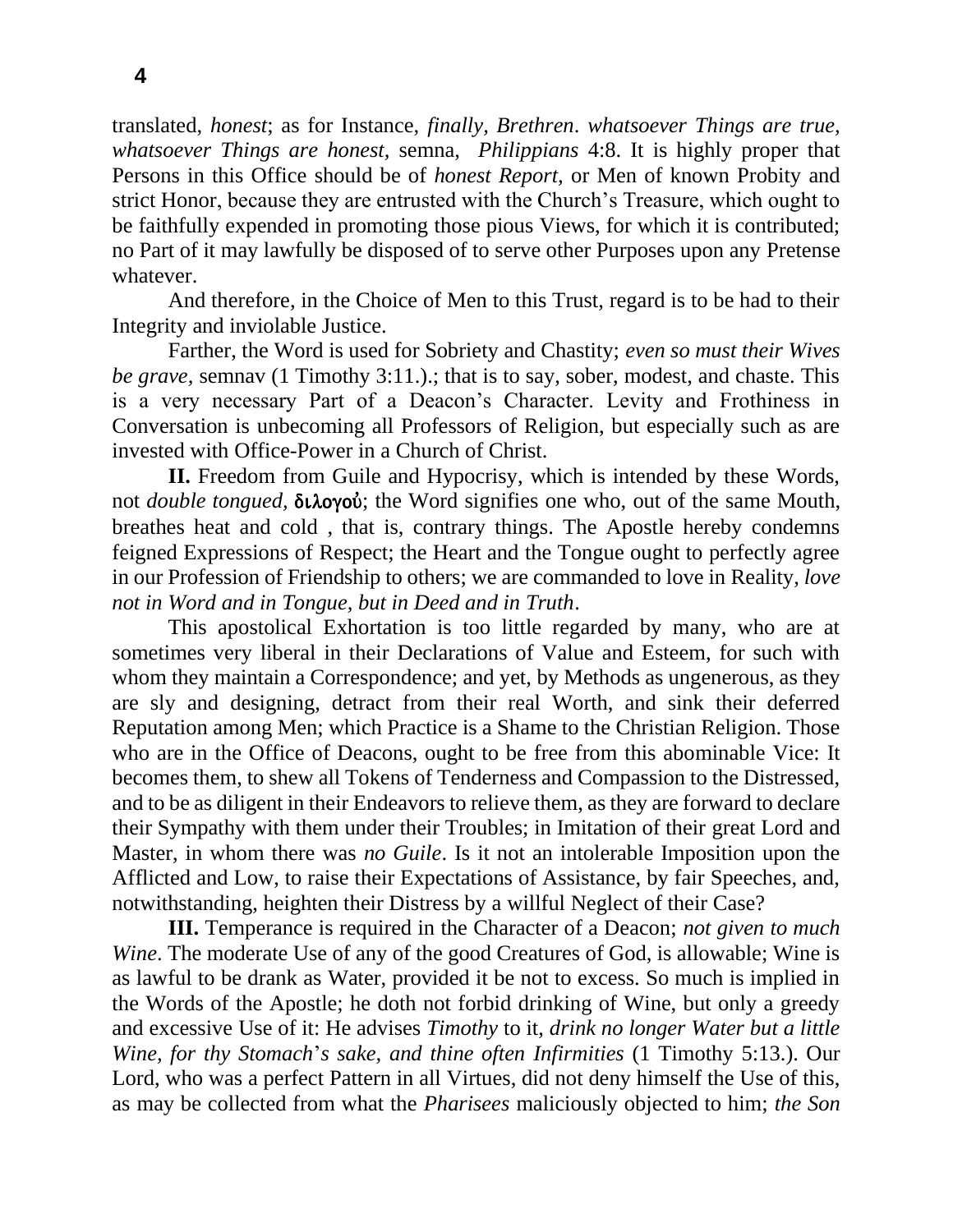translated, *honest*; as for Instance, *finally, Brethren*. *whatsoever Things are true, whatsoever Things are honest,* semna, *Philippians* 4:8. It is highly proper that Persons in this Office should be of *honest Report,* or Men of known Probity and strict Honor, because they are entrusted with the Church's Treasure, which ought to be faithfully expended in promoting those pious Views, for which it is contributed; no Part of it may lawfully be disposed of to serve other Purposes upon any Pretense whatever.

And therefore, in the Choice of Men to this Trust, regard is to be had to their Integrity and inviolable Justice.

Farther, the Word is used for Sobriety and Chastity; *even so must their Wives be grave,* semnav (1 Timothy 3:11.).; that is to say, sober, modest, and chaste. This is a very necessary Part of a Deacon's Character. Levity and Frothiness in Conversation is unbecoming all Professors of Religion, but especially such as are invested with Office-Power in a Church of Christ.

**II.** Freedom from Guile and Hypocrisy, which is intended by these Words, not *double tongued*, **διλογοὐ**; the Word signifies one who, out of the same Mouth, breathes heat and cold , that is, contrary things. The Apostle hereby condemns feigned Expressions of Respect; the Heart and the Tongue ought to perfectly agree in our Profession of Friendship to others; we are commanded to love in Reality, *love not in Word and in Tongue, but in Deed and in Truth*.

This apostolical Exhortation is too little regarded by many, who are at sometimes very liberal in their Declarations of Value and Esteem, for such with whom they maintain a Correspondence; and yet, by Methods as ungenerous, as they are sly and designing, detract from their real Worth, and sink their deferred Reputation among Men; which Practice is a Shame to the Christian Religion. Those who are in the Office of Deacons, ought to be free from this abominable Vice: It becomes them, to shew all Tokens of Tenderness and Compassion to the Distressed, and to be as diligent in their Endeavors to relieve them, as they are forward to declare their Sympathy with them under their Troubles; in Imitation of their great Lord and Master, in whom there was *no Guile*. Is it not an intolerable Imposition upon the Afflicted and Low, to raise their Expectations of Assistance, by fair Speeches, and, notwithstanding, heighten their Distress by a willful Neglect of their Case?

**III.** Temperance is required in the Character of a Deacon; *not given to much Wine*. The moderate Use of any of the good Creatures of God, is allowable; Wine is as lawful to be drank as Water, provided it be not to excess. So much is implied in the Words of the Apostle; he doth not forbid drinking of Wine, but only a greedy and excessive Use of it: He advises *Timothy* to it, *drink no longer Water but a little Wine, for thy Stomach's sake, and thine often Infirmities* (1 Timothy 5:13.). Our Lord, who was a perfect Pattern in all Virtues, did not deny himself the Use of this, as may be collected from what the *Pharisees* maliciously objected to him; *the Son*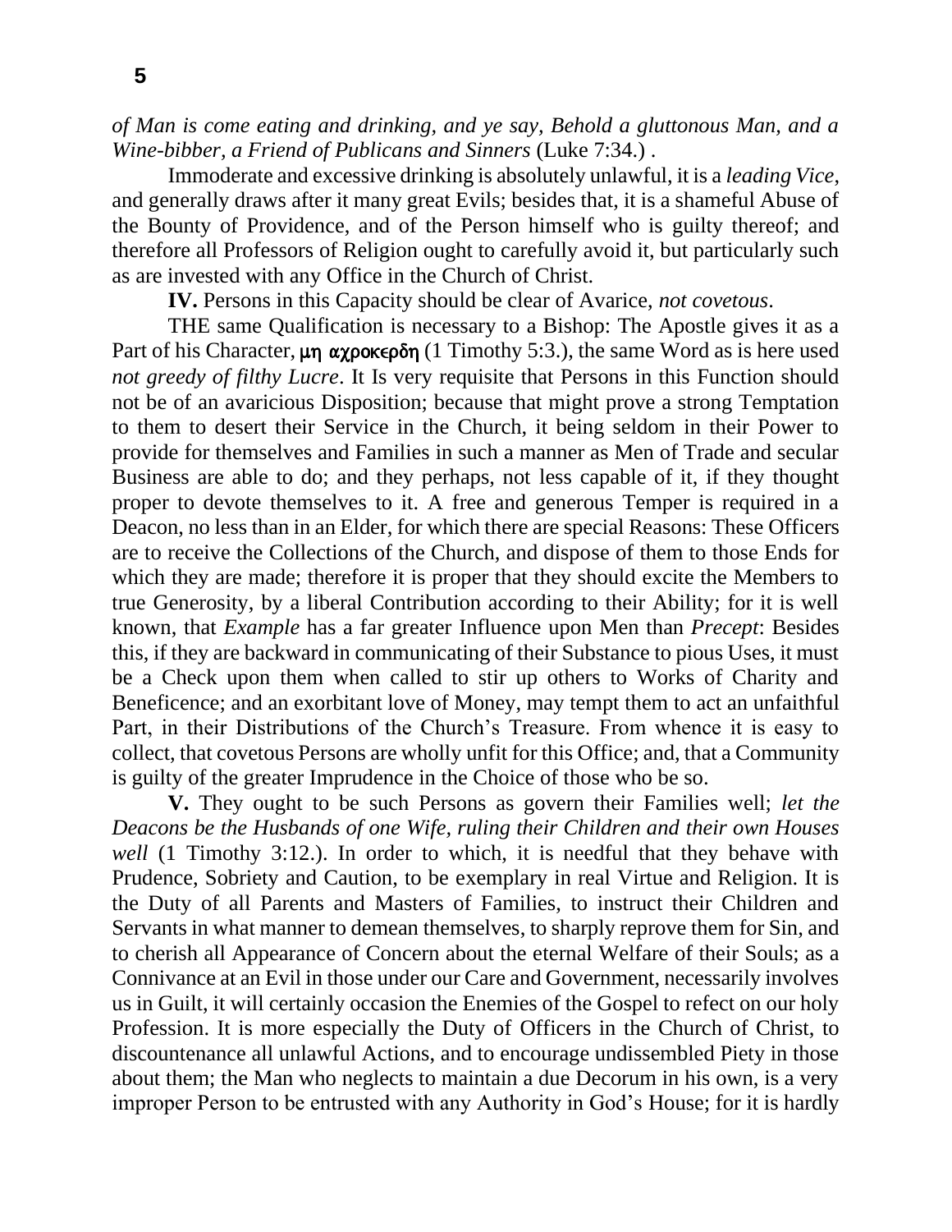*of Man is come eating and drinking, and ye say, Behold a gluttonous Man, and a Wine-bibber, a Friend of Publicans and Sinners* (Luke 7:34.) .

Immoderate and excessive drinking is absolutely unlawful, it is a *leading Vice*, and generally draws after it many great Evils; besides that, it is a shameful Abuse of the Bounty of Providence, and of the Person himself who is guilty thereof; and therefore all Professors of Religion ought to carefully avoid it, but particularly such as are invested with any Office in the Church of Christ.

**IV.** Persons in this Capacity should be clear of Avarice, *not covetous*.

THE same Qualification is necessary to a Bishop: The Apostle gives it as a Part of his Character, **μη αχροκερδη** (1 Timothy 5:3.), the same Word as is here used *not greedy of filthy Lucre*. It Is very requisite that Persons in this Function should not be of an avaricious Disposition; because that might prove a strong Temptation to them to desert their Service in the Church, it being seldom in their Power to provide for themselves and Families in such a manner as Men of Trade and secular Business are able to do; and they perhaps, not less capable of it, if they thought proper to devote themselves to it. A free and generous Temper is required in a Deacon, no less than in an Elder, for which there are special Reasons: These Officers are to receive the Collections of the Church, and dispose of them to those Ends for which they are made; therefore it is proper that they should excite the Members to true Generosity, by a liberal Contribution according to their Ability; for it is well known, that *Example* has a far greater Influence upon Men than *Precept*: Besides this, if they are backward in communicating of their Substance to pious Uses, it must be a Check upon them when called to stir up others to Works of Charity and Beneficence; and an exorbitant love of Money, may tempt them to act an unfaithful Part, in their Distributions of the Church's Treasure. From whence it is easy to collect, that covetous Persons are wholly unfit for this Office; and, that a Community is guilty of the greater Imprudence in the Choice of those who be so.

**V.** They ought to be such Persons as govern their Families well; *let the Deacons be the Husbands of one Wife, ruling their Children and their own Houses well* (1 Timothy 3:12.). In order to which, it is needful that they behave with Prudence, Sobriety and Caution, to be exemplary in real Virtue and Religion. It is the Duty of all Parents and Masters of Families, to instruct their Children and Servants in what manner to demean themselves, to sharply reprove them for Sin, and to cherish all Appearance of Concern about the eternal Welfare of their Souls; as a Connivance at an Evil in those under our Care and Government, necessarily involves us in Guilt, it will certainly occasion the Enemies of the Gospel to refect on our holy Profession. It is more especially the Duty of Officers in the Church of Christ, to discountenance all unlawful Actions, and to encourage undissembled Piety in those about them; the Man who neglects to maintain a due Decorum in his own, is a very improper Person to be entrusted with any Authority in God's House; for it is hardly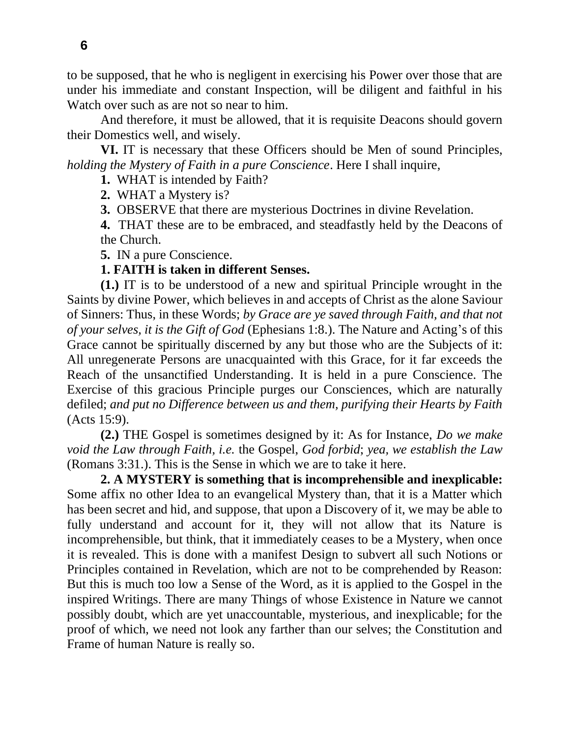to be supposed, that he who is negligent in exercising his Power over those that are under his immediate and constant Inspection, will be diligent and faithful in his Watch over such as are not so near to him.

And therefore, it must be allowed, that it is requisite Deacons should govern their Domestics well, and wisely.

**VI.** IT is necessary that these Officers should be Men of sound Principles, *holding the Mystery of Faith in a pure Conscience*. Here I shall inquire,

**1.** WHAT is intended by Faith?

**2.** WHAT a Mystery is?

**3.** OBSERVE that there are mysterious Doctrines in divine Revelation.

**4.** THAT these are to be embraced, and steadfastly held by the Deacons of the Church.

**5.** IN a pure Conscience.

**1. FAITH is taken in different Senses.**

**(1.)** IT is to be understood of a new and spiritual Principle wrought in the Saints by divine Power, which believes in and accepts of Christ as the alone Saviour of Sinners: Thus, in these Words; *by Grace are ye saved through Faith, and that not of your selves, it is the Gift of God* (Ephesians 1:8.). The Nature and Acting's of this Grace cannot be spiritually discerned by any but those who are the Subjects of it: All unregenerate Persons are unacquainted with this Grace, for it far exceeds the Reach of the unsanctified Understanding. It is held in a pure Conscience. The Exercise of this gracious Principle purges our Consciences, which are naturally defiled; *and put no Difference between us and them, purifying their Hearts by Faith* (Acts 15:9).

**(2.)** THE Gospel is sometimes designed by it: As for Instance, *Do we make void the Law through Faith, i.e.* the Gospel, *God forbid*; *yea, we establish the Law* (Romans 3:31.). This is the Sense in which we are to take it here.

**2. A MYSTERY is something that is incomprehensible and inexplicable:** Some affix no other Idea to an evangelical Mystery than, that it is a Matter which has been secret and hid, and suppose, that upon a Discovery of it, we may be able to fully understand and account for it, they will not allow that its Nature is incomprehensible, but think, that it immediately ceases to be a Mystery, when once it is revealed. This is done with a manifest Design to subvert all such Notions or Principles contained in Revelation, which are not to be comprehended by Reason: But this is much too low a Sense of the Word, as it is applied to the Gospel in the inspired Writings. There are many Things of whose Existence in Nature we cannot possibly doubt, which are yet unaccountable, mysterious, and inexplicable; for the proof of which, we need not look any farther than our selves; the Constitution and Frame of human Nature is really so.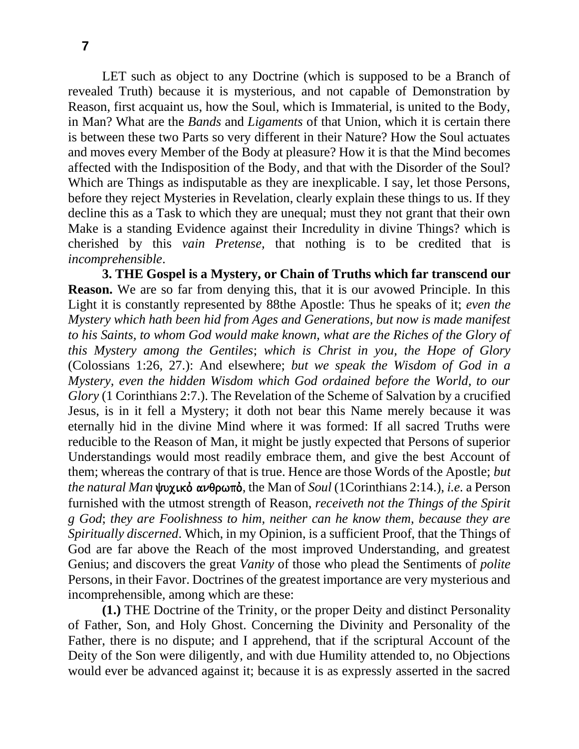LET such as object to any Doctrine (which is supposed to be a Branch of revealed Truth) because it is mysterious, and not capable of Demonstration by Reason, first acquaint us, how the Soul, which is Immaterial, is united to the Body, in Man? What are the *Bands* and *Ligaments* of that Union, which it is certain there is between these two Parts so very different in their Nature? How the Soul actuates and moves every Member of the Body at pleasure? How it is that the Mind becomes affected with the Indisposition of the Body, and that with the Disorder of the Soul? Which are Things as indisputable as they are inexplicable. I say, let those Persons, before they reject Mysteries in Revelation, clearly explain these things to us. If they decline this as a Task to which they are unequal; must they not grant that their own Make is a standing Evidence against their Incredulity in divine Things? which is cherished by this *vain Pretense,* that nothing is to be credited that is *incomprehensible*.

**3. THE Gospel is a Mystery, or Chain of Truths which far transcend our Reason.** We are so far from denying this, that it is our avowed Principle. In this Light it is constantly represented by 88the Apostle: Thus he speaks of it; *even the Mystery which hath been hid from Ages and Generations, but now is made manifest to his Saints, to whom God would make known, what are the Riches of the Glory of this Mystery among the Gentiles*; *which is Christ in you, the Hope of Glory* (Colossians 1:26, 27.): And elsewhere; *but we speak the Wisdom of God in a Mystery, even the hidden Wisdom which God ordained before the World, to our Glory* (1 Corinthians 2:7.). The Revelation of the Scheme of Salvation by a crucified Jesus, is in it fell a Mystery; it doth not bear this Name merely because it was eternally hid in the divine Mind where it was formed: If all sacred Truths were reducible to the Reason of Man, it might be justly expected that Persons of superior Understandings would most readily embrace them, and give the best Account of them; whereas the contrary of that is true. Hence are those Words of the Apostle; *but the natural Man* ψυχικὁ ανθρωπὀ, the Man of *Soul* (1Corinthians 2:14.), *i.e.* a Person furnished with the utmost strength of Reason, *receiveth not the Things of the Spirit g God*; *they are Foolishness to him, neither can he know them, because they are Spiritually discerned*. Which, in my Opinion, is a sufficient Proof, that the Things of God are far above the Reach of the most improved Understanding, and greatest Genius; and discovers the great *Vanity* of those who plead the Sentiments of *polite* Persons, in their Favor. Doctrines of the greatest importance are very mysterious and incomprehensible, among which are these:

**(1.)** THE Doctrine of the Trinity, or the proper Deity and distinct Personality of Father, Son, and Holy Ghost. Concerning the Divinity and Personality of the Father, there is no dispute; and I apprehend, that if the scriptural Account of the Deity of the Son were diligently, and with due Humility attended to, no Objections would ever be advanced against it; because it is as expressly asserted in the sacred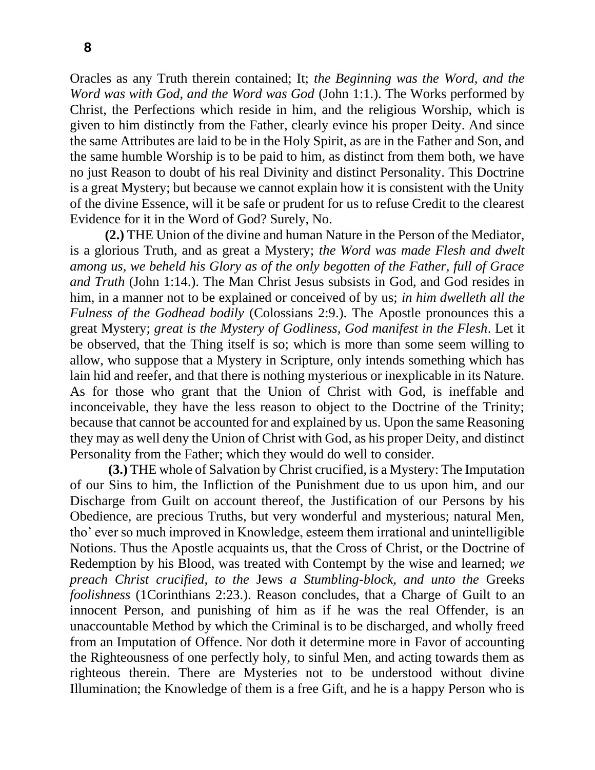Oracles as any Truth therein contained; It; *the Beginning was the Word, and the Word was with God, and the Word was God* (John 1:1.). The Works performed by Christ, the Perfections which reside in him, and the religious Worship, which is given to him distinctly from the Father, clearly evince his proper Deity. And since the same Attributes are laid to be in the Holy Spirit, as are in the Father and Son, and the same humble Worship is to be paid to him, as distinct from them both, we have no just Reason to doubt of his real Divinity and distinct Personality. This Doctrine is a great Mystery; but because we cannot explain how it is consistent with the Unity of the divine Essence, will it be safe or prudent for us to refuse Credit to the clearest Evidence for it in the Word of God? Surely, No.

**(2.)** THE Union of the divine and human Nature in the Person of the Mediator, is a glorious Truth, and as great a Mystery; *the Word was made Flesh and dwelt among us, we beheld his Glory as of the only begotten of the Father, full of Grace and Truth* (John 1:14.). The Man Christ Jesus subsists in God, and God resides in him, in a manner not to be explained or conceived of by us; *in him dwelleth all the Fulness of the Godhead bodily* (Colossians 2:9.). The Apostle pronounces this a great Mystery; *great is the Mystery of Godliness, God manifest in the Flesh*. Let it be observed, that the Thing itself is so; which is more than some seem willing to allow, who suppose that a Mystery in Scripture, only intends something which has lain hid and reefer, and that there is nothing mysterious or inexplicable in its Nature. As for those who grant that the Union of Christ with God, is ineffable and inconceivable, they have the less reason to object to the Doctrine of the Trinity; because that cannot be accounted for and explained by us. Upon the same Reasoning they may as well deny the Union of Christ with God, as his proper Deity, and distinct Personality from the Father; which they would do well to consider.

**(3.)** THE whole of Salvation by Christ crucified, is a Mystery: The Imputation of our Sins to him, the Infliction of the Punishment due to us upon him, and our Discharge from Guilt on account thereof, the Justification of our Persons by his Obedience, are precious Truths, but very wonderful and mysterious; natural Men, tho' ever so much improved in Knowledge, esteem them irrational and unintelligible Notions. Thus the Apostle acquaints us, that the Cross of Christ, or the Doctrine of Redemption by his Blood, was treated with Contempt by the wise and learned; *we preach Christ crucified, to the* Jews *a Stumbling-block, and unto the* Greeks *foolishness* (1Corinthians 2:23.). Reason concludes, that a Charge of Guilt to an innocent Person, and punishing of him as if he was the real Offender, is an unaccountable Method by which the Criminal is to be discharged, and wholly freed from an Imputation of Offence. Nor doth it determine more in Favor of accounting the Righteousness of one perfectly holy, to sinful Men, and acting towards them as righteous therein. There are Mysteries not to be understood without divine Illumination; the Knowledge of them is a free Gift, and he is a happy Person who is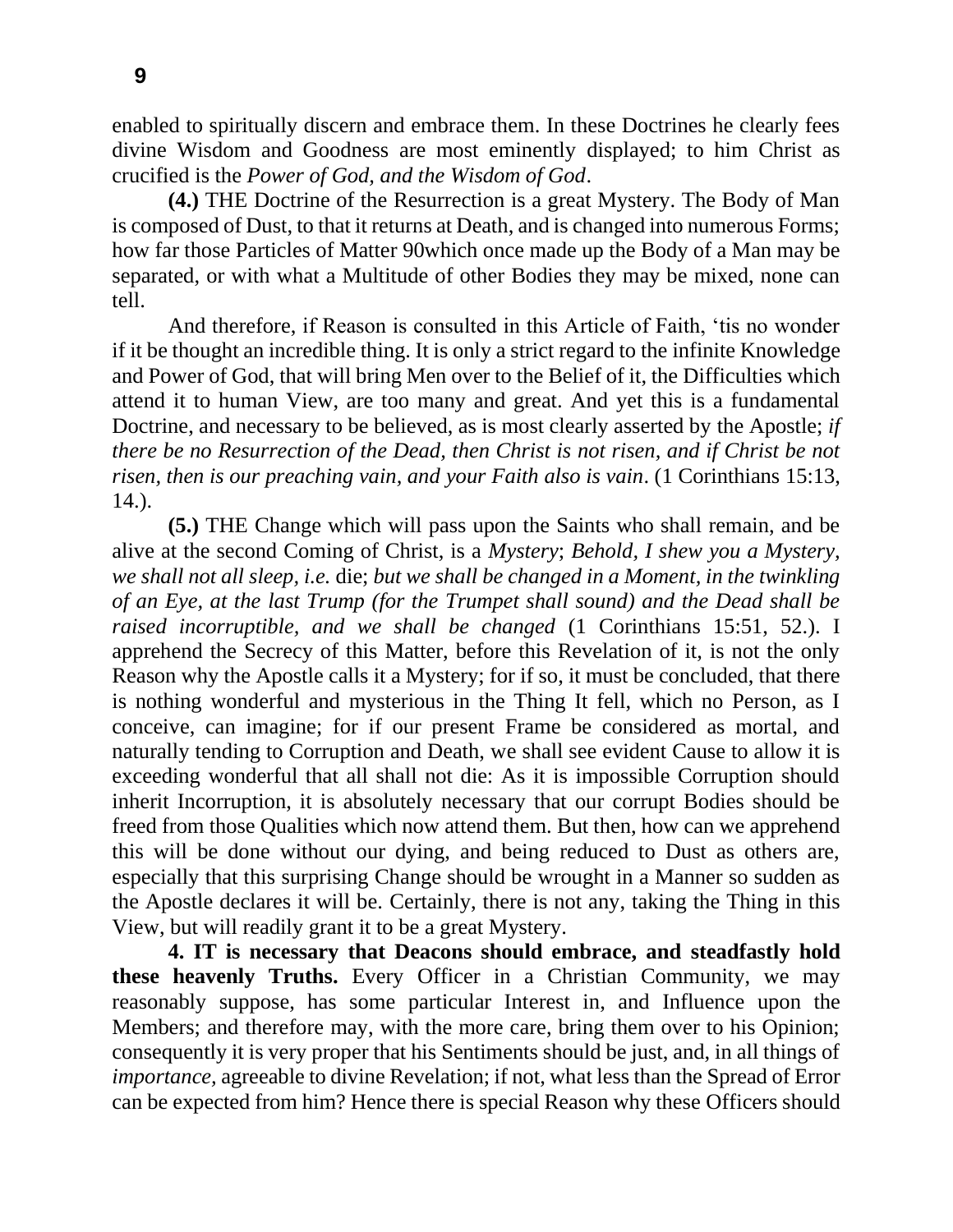enabled to spiritually discern and embrace them. In these Doctrines he clearly fees divine Wisdom and Goodness are most eminently displayed; to him Christ as crucified is the *Power of God, and the Wisdom of God*.

**(4.)** THE Doctrine of the Resurrection is a great Mystery. The Body of Man is composed of Dust, to that it returns at Death, and is changed into numerous Forms; how far those Particles of Matter 90which once made up the Body of a Man may be separated, or with what a Multitude of other Bodies they may be mixed, none can tell.

And therefore, if Reason is consulted in this Article of Faith, 'tis no wonder if it be thought an incredible thing. It is only a strict regard to the infinite Knowledge and Power of God, that will bring Men over to the Belief of it, the Difficulties which attend it to human View, are too many and great. And yet this is a fundamental Doctrine, and necessary to be believed, as is most clearly asserted by the Apostle; *if there be no Resurrection of the Dead, then Christ is not risen, and if Christ be not risen, then is our preaching vain, and your Faith also is vain*. (1 Corinthians 15:13, 14.).

**(5.)** THE Change which will pass upon the Saints who shall remain, and be alive at the second Coming of Christ, is a *Mystery*; *Behold, I shew you a Mystery, we shall not all sleep, i.e.* die; *but we shall be changed in a Moment, in the twinkling of an Eye, at the last Trump (for the Trumpet shall sound) and the Dead shall be raised incorruptible, and we shall be changed* (1 Corinthians 15:51, 52.). I apprehend the Secrecy of this Matter, before this Revelation of it, is not the only Reason why the Apostle calls it a Mystery; for if so, it must be concluded, that there is nothing wonderful and mysterious in the Thing It fell, which no Person, as I conceive, can imagine; for if our present Frame be considered as mortal, and naturally tending to Corruption and Death, we shall see evident Cause to allow it is exceeding wonderful that all shall not die: As it is impossible Corruption should inherit Incorruption, it is absolutely necessary that our corrupt Bodies should be freed from those Qualities which now attend them. But then, how can we apprehend this will be done without our dying, and being reduced to Dust as others are, especially that this surprising Change should be wrought in a Manner so sudden as the Apostle declares it will be. Certainly, there is not any, taking the Thing in this View, but will readily grant it to be a great Mystery.

**4. IT is necessary that Deacons should embrace, and steadfastly hold these heavenly Truths.** Every Officer in a Christian Community, we may reasonably suppose, has some particular Interest in, and Influence upon the Members; and therefore may, with the more care, bring them over to his Opinion; consequently it is very proper that his Sentiments should be just, and, in all things of *importance,* agreeable to divine Revelation; if not, what less than the Spread of Error can be expected from him? Hence there is special Reason why these Officers should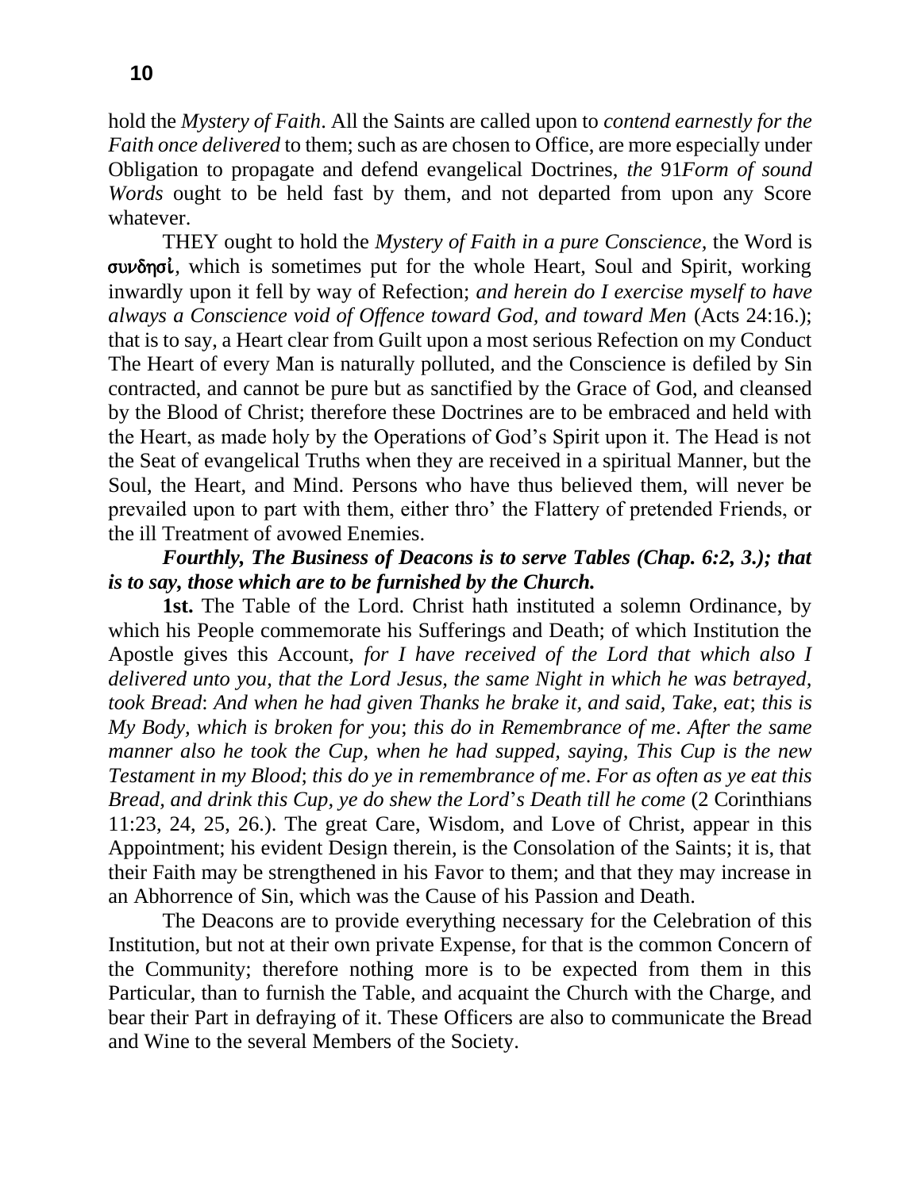hold the *Mystery of Faith*. All the Saints are called upon to *contend earnestly for the Faith once delivered* to them; such as are chosen to Office, are more especially under Obligation to propagate and defend evangelical Doctrines, *the* 91*Form of sound Words* ought to be held fast by them, and not departed from upon any Score whatever.

THEY ought to hold the *Mystery of Faith in a pure Conscience*, the Word is **συνδησὶ**, which is sometimes put for the whole Heart, Soul and Spirit, working inwardly upon it fell by way of Refection; *and herein do I exercise myself to have always a Conscience void of Offence toward God, and toward Men* (Acts 24:16.); that is to say, a Heart clear from Guilt upon a most serious Refection on my Conduct The Heart of every Man is naturally polluted, and the Conscience is defiled by Sin contracted, and cannot be pure but as sanctified by the Grace of God, and cleansed by the Blood of Christ; therefore these Doctrines are to be embraced and held with the Heart, as made holy by the Operations of God's Spirit upon it. The Head is not the Seat of evangelical Truths when they are received in a spiritual Manner, but the Soul, the Heart, and Mind. Persons who have thus believed them, will never be prevailed upon to part with them, either thro' the Flattery of pretended Friends, or the ill Treatment of avowed Enemies.

***Fourthly, The Business of Deacons is to serve Tables (Chap. 6:2, 3.); that is to say, those which are to be furnished by the Church.***

**1st.** The Table of the Lord. Christ hath instituted a solemn Ordinance, by which his People commemorate his Sufferings and Death; of which Institution the Apostle gives this Account, *for I have received of the Lord that which also I delivered unto you, that the Lord Jesus, the same Night in which he was betrayed, took Bread*: *And when he had given Thanks he brake it, and said, Take, eat*; *this is My Body, which is broken for you*; *this do in Remembrance of me*. *After the same manner also he took the Cup, when he had supped, saying, This Cup is the new Testament in my Blood*; *this do ye in remembrance of me*. *For as often as ye eat this Bread, and drink this Cup, ye do shew the Lord*'*s Death till he come* (2 Corinthians 11:23, 24, 25, 26.). The great Care, Wisdom, and Love of Christ, appear in this Appointment; his evident Design therein, is the Consolation of the Saints; it is, that their Faith may be strengthened in his Favor to them; and that they may increase in an Abhorrence of Sin, which was the Cause of his Passion and Death.

The Deacons are to provide everything necessary for the Celebration of this Institution, but not at their own private Expense, for that is the common Concern of the Community; therefore nothing more is to be expected from them in this Particular, than to furnish the Table, and acquaint the Church with the Charge, and bear their Part in defraying of it. These Officers are also to communicate the Bread and Wine to the several Members of the Society.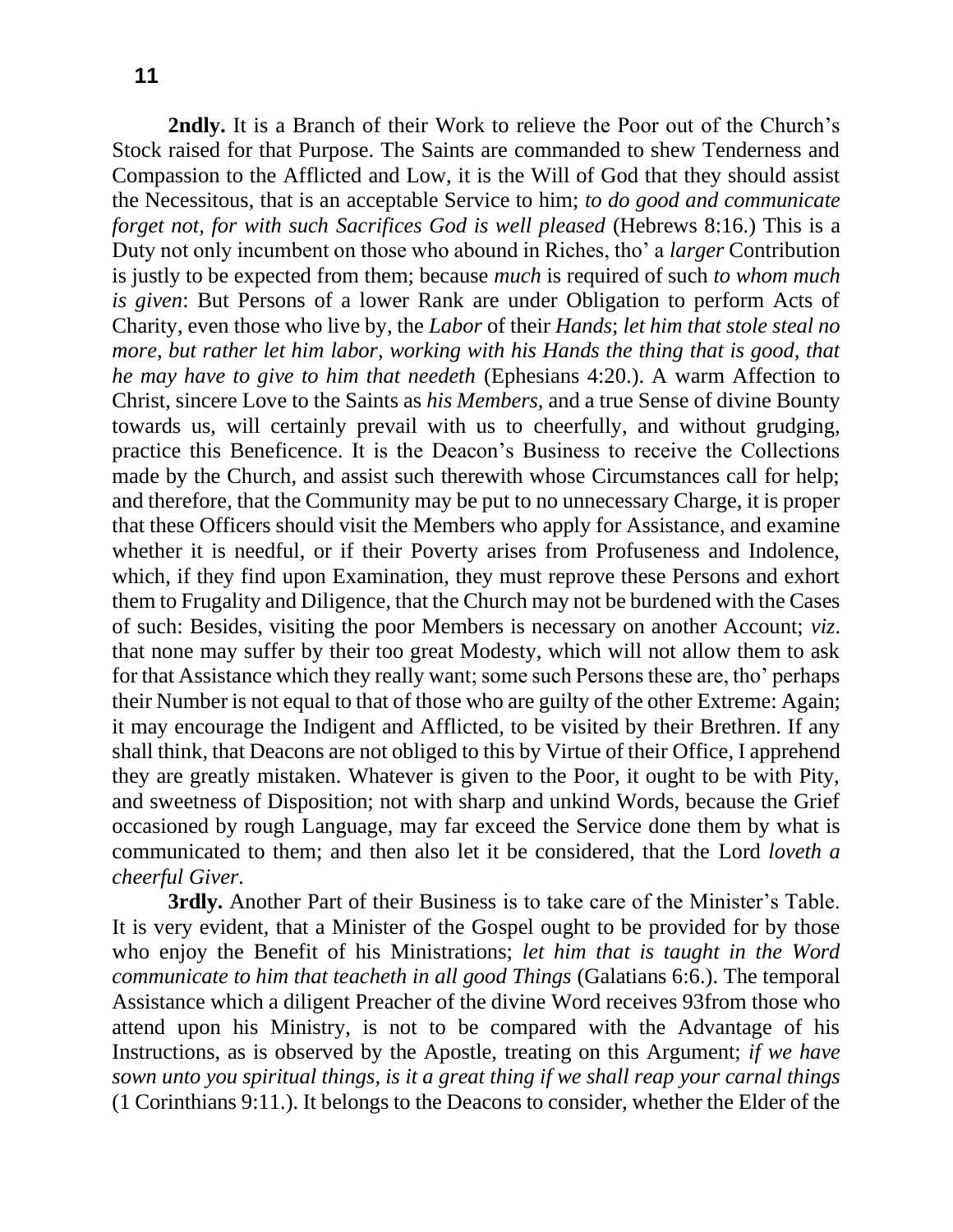**2ndly.** It is a Branch of their Work to relieve the Poor out of the Church's Stock raised for that Purpose. The Saints are commanded to shew Tenderness and Compassion to the Afflicted and Low, it is the Will of God that they should assist the Necessitous, that is an acceptable Service to him; *to do good and communicate forget not, for with such Sacrifices God is well pleased* (Hebrews 8:16.) This is a Duty not only incumbent on those who abound in Riches, tho' a *larger* Contribution is justly to be expected from them; because *much* is required of such *to whom much is given*: But Persons of a lower Rank are under Obligation to perform Acts of Charity, even those who live by, the *Labor* of their *Hands*; *let him that stole steal no more, but rather let him labor, working with his Hands the thing that is good, that he may have to give to him that needeth* (Ephesians 4:20.). A warm Affection to Christ, sincere Love to the Saints as *his Members,* and a true Sense of divine Bounty towards us, will certainly prevail with us to cheerfully, and without grudging, practice this Beneficence. It is the Deacon's Business to receive the Collections made by the Church, and assist such therewith whose Circumstances call for help; and therefore, that the Community may be put to no unnecessary Charge, it is proper that these Officers should visit the Members who apply for Assistance, and examine whether it is needful, or if their Poverty arises from Profuseness and Indolence, which, if they find upon Examination, they must reprove these Persons and exhort them to Frugality and Diligence, that the Church may not be burdened with the Cases of such: Besides, visiting the poor Members is necessary on another Account; *viz*. that none may suffer by their too great Modesty, which will not allow them to ask for that Assistance which they really want; some such Persons these are, tho' perhaps their Number is not equal to that of those who are guilty of the other Extreme: Again; it may encourage the Indigent and Afflicted, to be visited by their Brethren. If any shall think, that Deacons are not obliged to this by Virtue of their Office, I apprehend they are greatly mistaken. Whatever is given to the Poor, it ought to be with Pity, and sweetness of Disposition; not with sharp and unkind Words, because the Grief occasioned by rough Language, may far exceed the Service done them by what is communicated to them; and then also let it be considered, that the Lord *loveth a cheerful Giver*.

**3rdly.** Another Part of their Business is to take care of the Minister's Table. It is very evident, that a Minister of the Gospel ought to be provided for by those who enjoy the Benefit of his Ministrations; *let him that is taught in the Word communicate to him that teacheth in all good Things* (Galatians 6:6.). The temporal Assistance which a diligent Preacher of the divine Word receives 93from those who attend upon his Ministry, is not to be compared with the Advantage of his Instructions, as is observed by the Apostle, treating on this Argument; *if we have sown unto you spiritual things, is it a great thing if we shall reap your carnal things* (1 Corinthians 9:11.). It belongs to the Deacons to consider, whether the Elder of the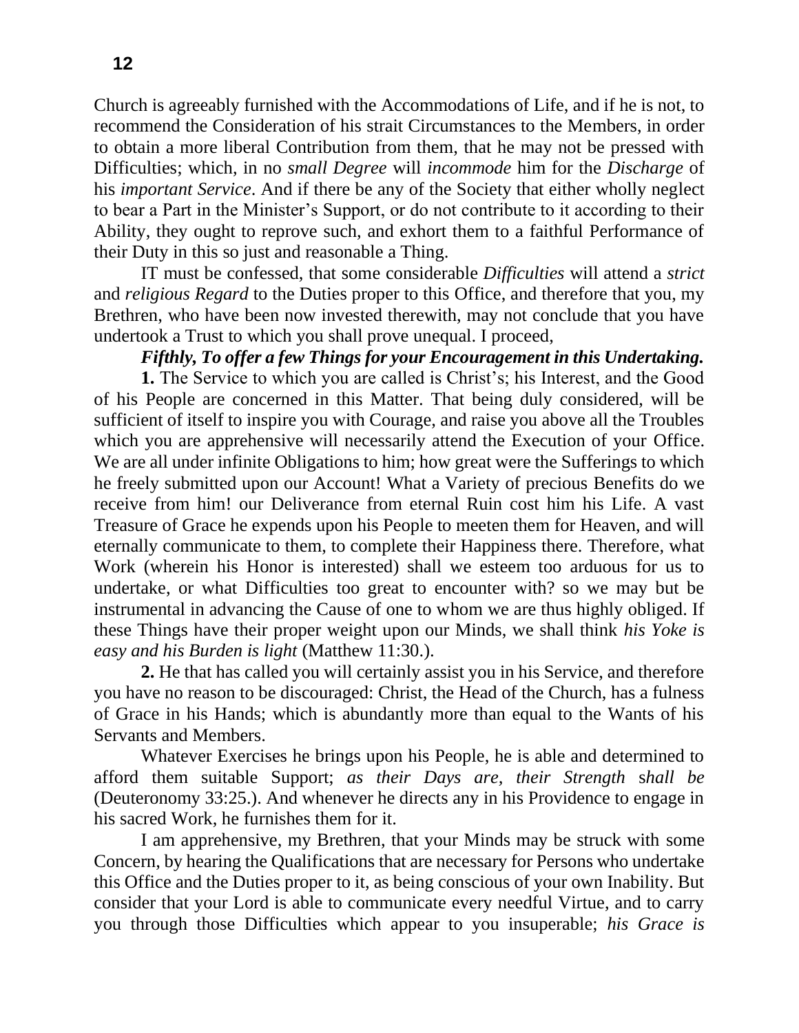Church is agreeably furnished with the Accommodations of Life, and if he is not, to recommend the Consideration of his strait Circumstances to the Members, in order to obtain a more liberal Contribution from them, that he may not be pressed with Difficulties; which, in no *small Degree* will *incommode* him for the *Discharge* of his *important Service*. And if there be any of the Society that either wholly neglect to bear a Part in the Minister's Support, or do not contribute to it according to their Ability, they ought to reprove such, and exhort them to a faithful Performance of their Duty in this so just and reasonable a Thing.

IT must be confessed, that some considerable *Difficulties* will attend a *strict* and *religious Regard* to the Duties proper to this Office, and therefore that you, my Brethren, who have been now invested therewith, may not conclude that you have undertook a Trust to which you shall prove unequal. I proceed,

***Fifthly, To offer a few Things for your Encouragement in this Undertaking.***

**1.** The Service to which you are called is Christ's; his Interest, and the Good of his People are concerned in this Matter. That being duly considered, will be sufficient of itself to inspire you with Courage, and raise you above all the Troubles which you are apprehensive will necessarily attend the Execution of your Office. We are all under infinite Obligations to him; how great were the Sufferings to which he freely submitted upon our Account! What a Variety of precious Benefits do we receive from him! our Deliverance from eternal Ruin cost him his Life. A vast Treasure of Grace he expends upon his People to meeten them for Heaven, and will eternally communicate to them, to complete their Happiness there. Therefore, what Work (wherein his Honor is interested) shall we esteem too arduous for us to undertake, or what Difficulties too great to encounter with? so we may but be instrumental in advancing the Cause of one to whom we are thus highly obliged. If these Things have their proper weight upon our Minds, we shall think *his Yoke is easy and his Burden is light* (Matthew 11:30.).

**2.** He that has called you will certainly assist you in his Service, and therefore you have no reason to be discouraged: Christ, the Head of the Church, has a fulness of Grace in his Hands; which is abundantly more than equal to the Wants of his Servants and Members.

Whatever Exercises he brings upon his People, he is able and determined to afford them suitable Support; *as their Days are, their Strength shall be* (Deuteronomy 33:25.). And whenever he directs any in his Providence to engage in his sacred Work, he furnishes them for it.

I am apprehensive, my Brethren, that your Minds may be struck with some Concern, by hearing the Qualifications that are necessary for Persons who undertake this Office and the Duties proper to it, as being conscious of your own Inability. But consider that your Lord is able to communicate every needful Virtue, and to carry you through those Difficulties which appear to you insuperable; *his Grace is*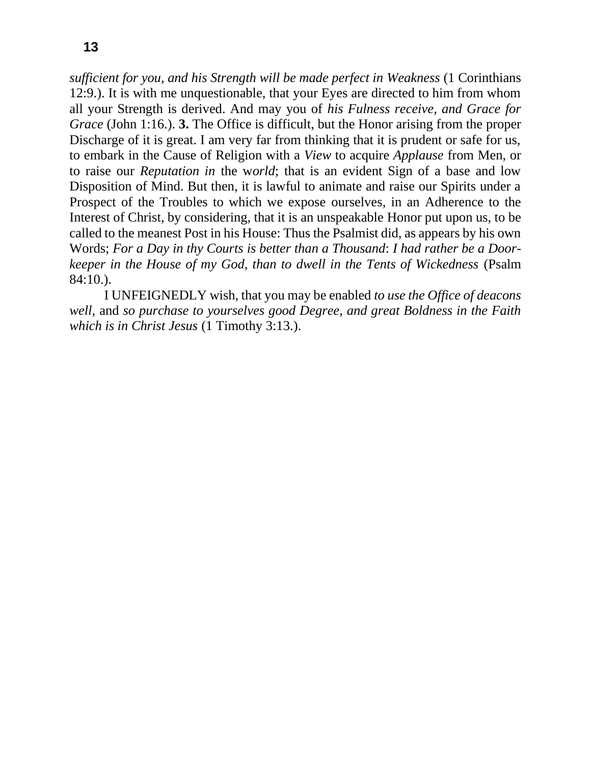*sufficient for you, and his Strength will be made perfect in Weakness* (1 Corinthians 12:9.). It is with me unquestionable, that your Eyes are directed to him from whom all your Strength is derived. And may you of *his Fulness receive, and Grace for Grace* (John 1:16.). **3.** The Office is difficult, but the Honor arising from the proper Discharge of it is great. I am very far from thinking that it is prudent or safe for us, to embark in the Cause of Religion with a *View* to acquire *Applause* from Men, or to raise our *Reputation in* the w*orld*; that is an evident Sign of a base and low Disposition of Mind. But then, it is lawful to animate and raise our Spirits under a Prospect of the Troubles to which we expose ourselves, in an Adherence to the Interest of Christ, by considering, that it is an unspeakable Honor put upon us, to be called to the meanest Post in his House: Thus the Psalmist did, as appears by his own Words; *For a Day in thy Courts is better than a Thousand*: *I had rather be a Door-keeper in the House of my God, than to dwell in the Tents of Wickedness* (Psalm 84:10.).

I UNFEIGNEDLY wish, that you may be enabled *to use the Office of deacons well,* and *so purchase to yourselves good Degree, and great Boldness in the Faith which is in Christ Jesus* (1 Timothy 3:13.).